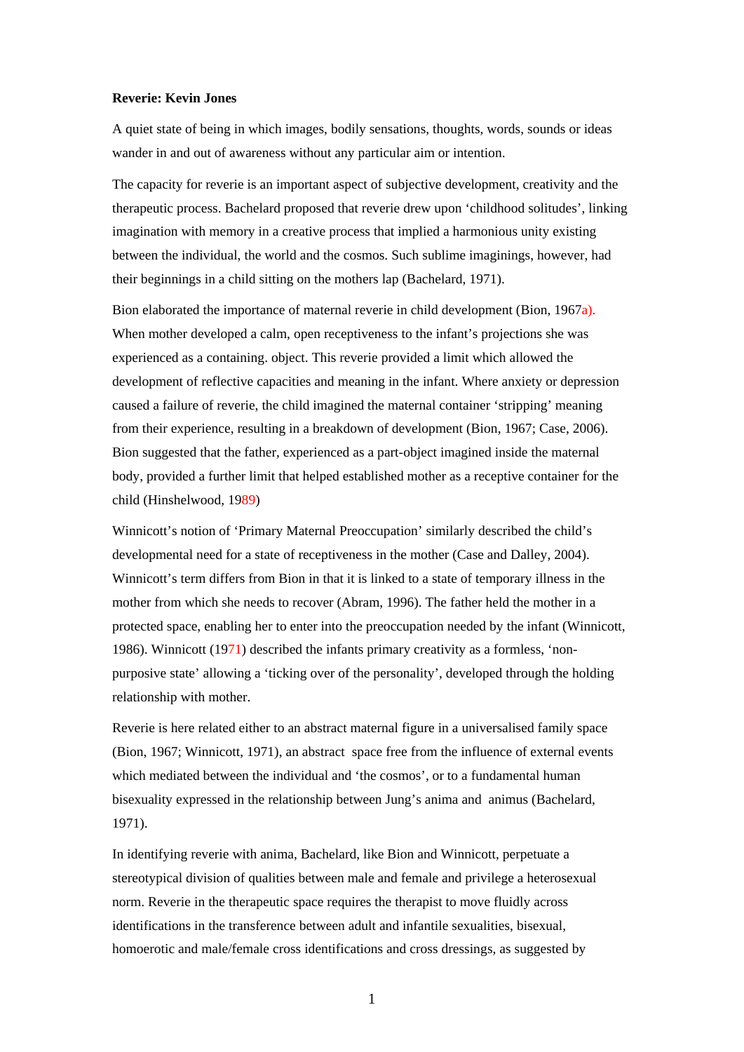**Reverie: Kevin Jones**

A quiet state of being in which images, bodily sensations, thoughts, words, sounds or ideas wander in and out of awareness without any particular aim or intention.

The capacity for reverie is an important aspect of subjective development, creativity and the therapeutic process. Bachelard proposed that reverie drew upon 'childhood solitudes', linking imagination with memory in a creative process that implied a harmonious unity existing between the individual, the world and the cosmos. Such sublime imaginings, however, had their beginnings in a child sitting on the mothers lap (Bachelard, 1971).

Bion elaborated the importance of maternal reverie in child development (Bion, 1967a). When mother developed a calm, open receptiveness to the infant's projections she was experienced as a containing. object. This reverie provided a limit which allowed the development of reflective capacities and meaning in the infant. Where anxiety or depression caused a failure of reverie, the child imagined the maternal container 'stripping' meaning from their experience, resulting in a breakdown of development (Bion, 1967; Case, 2006). Bion suggested that the father, experienced as a part-object imagined inside the maternal body, provided a further limit that helped established mother as a receptive container for the child (Hinshelwood, 1989)

Winnicott's notion of 'Primary Maternal Preoccupation' similarly described the child's developmental need for a state of receptiveness in the mother (Case and Dalley, 2004). Winnicott's term differs from Bion in that it is linked to a state of temporary illness in the mother from which she needs to recover (Abram, 1996). The father held the mother in a protected space, enabling her to enter into the preoccupation needed by the infant (Winnicott, 1986). Winnicott (1971) described the infants primary creativity as a formless, 'non-purposive state' allowing a 'ticking over of the personality', developed through the holding relationship with mother.

Reverie is here related either to an abstract maternal figure in a universalised family space (Bion, 1967; Winnicott, 1971), an abstract space free from the influence of external events which mediated between the individual and 'the cosmos', or to a fundamental human bisexuality expressed in the relationship between Jung's anima and animus (Bachelard, 1971).

In identifying reverie with anima, Bachelard, like Bion and Winnicott, perpetuate a stereotypical division of qualities between male and female and privilege a heterosexual norm. Reverie in the therapeutic space requires the therapist to move fluidly across identifications in the transference between adult and infantile sexualities, bisexual, homoerotic and male/female cross identifications and cross dressings, as suggested by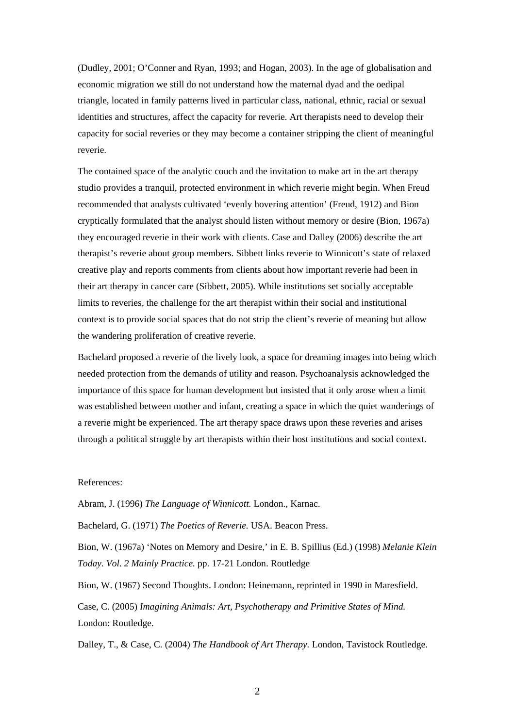(Dudley, 2001; O'Conner and Ryan, 1993; and Hogan, 2003). In the age of globalisation and economic migration we still do not understand how the maternal dyad and the oedipal triangle, located in family patterns lived in particular class, national, ethnic, racial or sexual identities and structures, affect the capacity for reverie. Art therapists need to develop their capacity for social reveries or they may become a container stripping the client of meaningful reverie.

The contained space of the analytic couch and the invitation to make art in the art therapy studio provides a tranquil, protected environment in which reverie might begin. When Freud recommended that analysts cultivated 'evenly hovering attention' (Freud, 1912) and Bion cryptically formulated that the analyst should listen without memory or desire (Bion, 1967a) they encouraged reverie in their work with clients. Case and Dalley (2006) describe the art therapist's reverie about group members. Sibbett links reverie to Winnicott's state of relaxed creative play and reports comments from clients about how important reverie had been in their art therapy in cancer care (Sibbett, 2005). While institutions set socially acceptable limits to reveries, the challenge for the art therapist within their social and institutional context is to provide social spaces that do not strip the client's reverie of meaning but allow the wandering proliferation of creative reverie.

Bachelard proposed a reverie of the lively look, a space for dreaming images into being which needed protection from the demands of utility and reason. Psychoanalysis acknowledged the importance of this space for human development but insisted that it only arose when a limit was established between mother and infant, creating a space in which the quiet wanderings of a reverie might be experienced. The art therapy space draws upon these reveries and arises through a political struggle by art therapists within their host institutions and social context.

References:

Abram, J. (1996) *The Language of Winnicott.* London., Karnac.

Bachelard, G. (1971) *The Poetics of Reverie.* USA. Beacon Press.

Bion, W. (1967a) 'Notes on Memory and Desire,' in E. B. Spillius (Ed.) (1998) *Melanie Klein Today. Vol. 2 Mainly Practice.* pp. 17-21 London. Routledge

Bion, W. (1967) Second Thoughts. London: Heinemann, reprinted in 1990 in Maresfield.

Case, C. (2005) *Imagining Animals: Art, Psychotherapy and Primitive States of Mind.* London: Routledge.

Dalley, T., & Case, C. (2004) *The Handbook of Art Therapy.* London, Tavistock Routledge.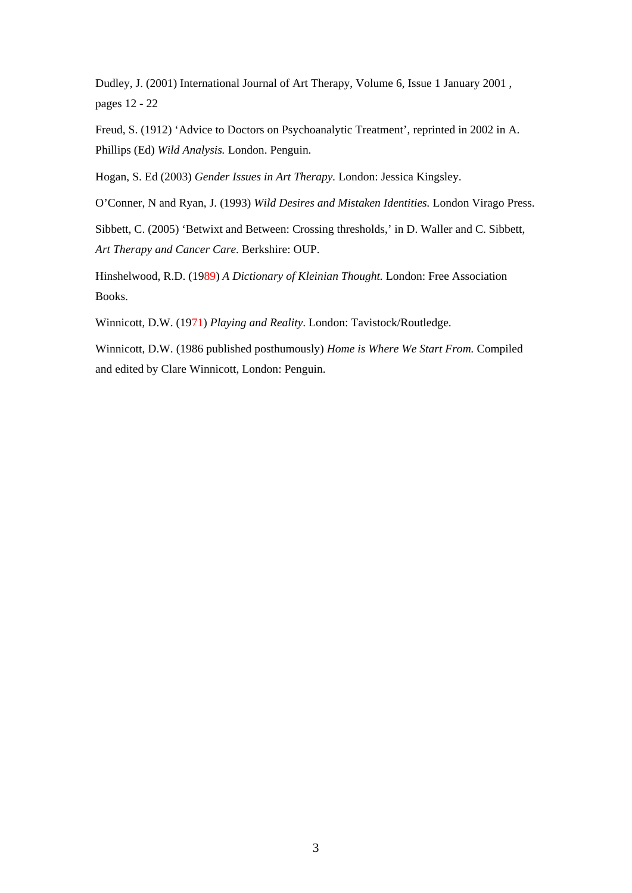Dudley, J. (2001) International Journal of Art Therapy, Volume 6, Issue 1 January 2001 , pages 12 - 22

Freud, S. (1912) 'Advice to Doctors on Psychoanalytic Treatment', reprinted in 2002 in A. Phillips (Ed) *Wild Analysis.* London. Penguin.

Hogan, S. Ed (2003) *Gender Issues in Art Therapy.* London: Jessica Kingsley.

O'Conner, N and Ryan, J. (1993) *Wild Desires and Mistaken Identities.* London Virago Press.

Sibbett, C. (2005) 'Betwixt and Between: Crossing thresholds,' in D. Waller and C. Sibbett, *Art Therapy and Cancer Care*. Berkshire: OUP.

Hinshelwood, R.D. (1989) *A Dictionary of Kleinian Thought.* London: Free Association Books.

Winnicott, D.W. (1971) *Playing and Reality*. London: Tavistock/Routledge.

Winnicott, D.W. (1986 published posthumously) *Home is Where We Start From.* Compiled and edited by Clare Winnicott, London: Penguin.